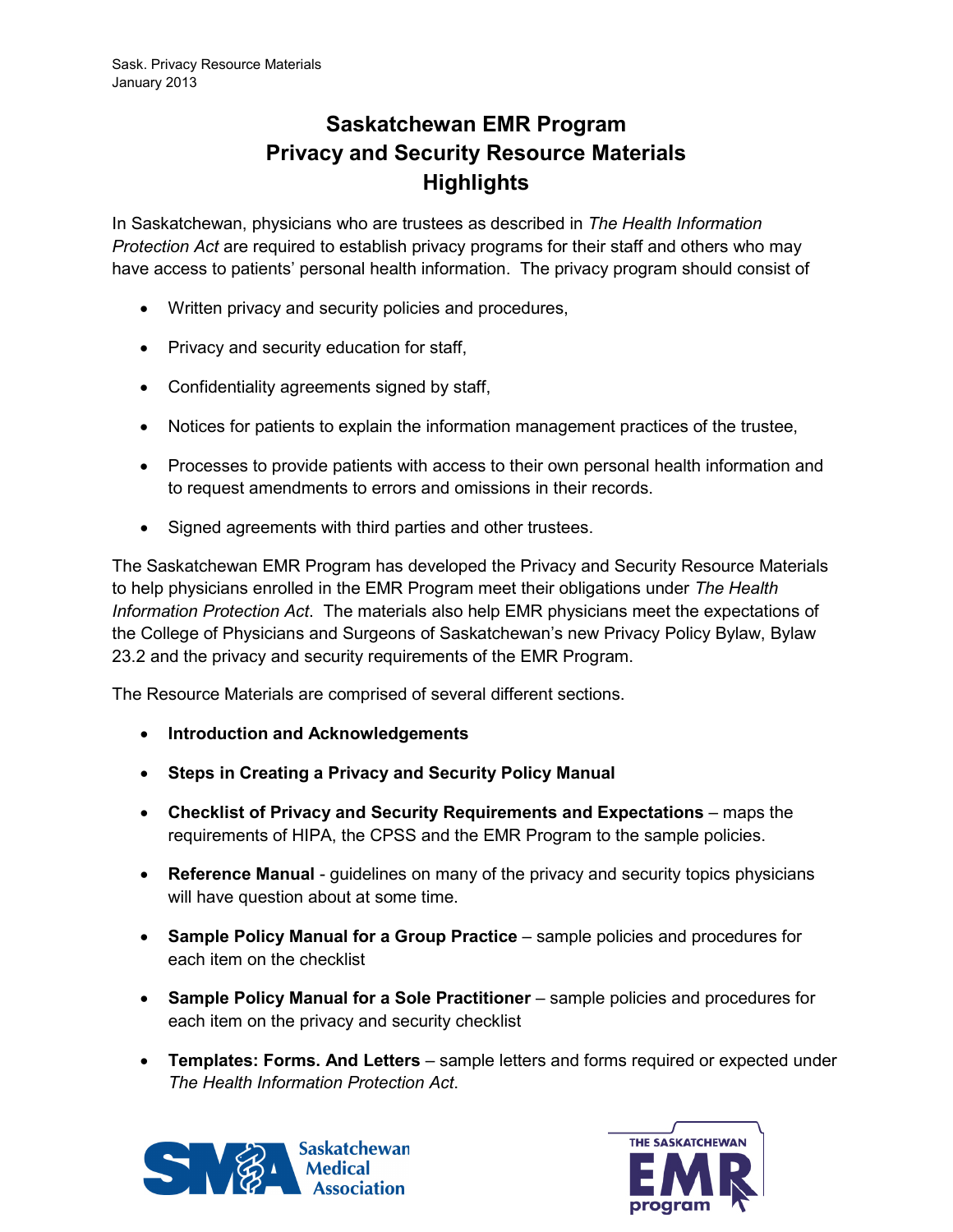Sask. Privacy Resource Materials
January 2013

# Saskatchewan EMR Program
# Privacy and Security Resource Materials
# Highlights

In Saskatchewan, physicians who are trustees as described in *The Health Information Protection Act* are required to establish privacy programs for their staff and others who may have access to patients' personal health information. The privacy program should consist of

- Written privacy and security policies and procedures,
- Privacy and security education for staff,
- Confidentiality agreements signed by staff,
- Notices for patients to explain the information management practices of the trustee,
- Processes to provide patients with access to their own personal health information and to request amendments to errors and omissions in their records.
- Signed agreements with third parties and other trustees.

The Saskatchewan EMR Program has developed the Privacy and Security Resource Materials to help physicians enrolled in the EMR Program meet their obligations under *The Health Information Protection Act*. The materials also help EMR physicians meet the expectations of the College of Physicians and Surgeons of Saskatchewan's new Privacy Policy Bylaw, Bylaw 23.2 and the privacy and security requirements of the EMR Program.

The Resource Materials are comprised of several different sections.

- **Introduction and Acknowledgements**
- **Steps in Creating a Privacy and Security Policy Manual**
- **Checklist of Privacy and Security Requirements and Expectations** – maps the requirements of HIPA, the CPSS and the EMR Program to the sample policies.
- **Reference Manual** - guidelines on many of the privacy and security topics physicians will have question about at some time.
- **Sample Policy Manual for a Group Practice** – sample policies and procedures for each item on the checklist
- **Sample Policy Manual for a Sole Practitioner** – sample policies and procedures for each item on the privacy and security checklist
- **Templates: Forms. And Letters** – sample letters and forms required or expected under *The Health Information Protection Act*.

Saskatchewan Medical Association

THE SASKATCHEWAN EMR program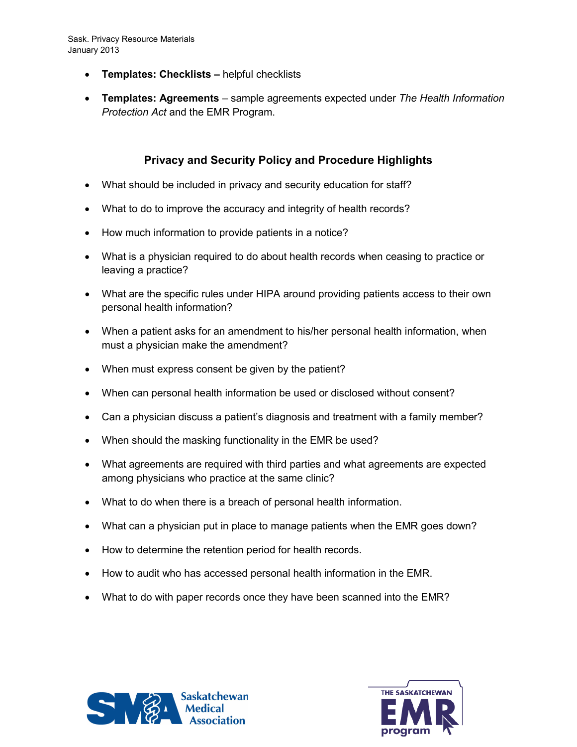- **Templates: Checklists –** helpful checklists

- **Templates: Agreements** – sample agreements expected under *The Health Information Protection Act* and the EMR Program.

## Privacy and Security Policy and Procedure Highlights

- What should be included in privacy and security education for staff?
- What to do to improve the accuracy and integrity of health records?
- How much information to provide patients in a notice?
- What is a physician required to do about health records when ceasing to practice or leaving a practice?
- What are the specific rules under HIPA around providing patients access to their own personal health information?
- When a patient asks for an amendment to his/her personal health information, when must a physician make the amendment?
- When must express consent be given by the patient?
- When can personal health information be used or disclosed without consent?
- Can a physician discuss a patient's diagnosis and treatment with a family member?
- When should the masking functionality in the EMR be used?
- What agreements are required with third parties and what agreements are expected among physicians who practice at the same clinic?
- What to do when there is a breach of personal health information.
- What can a physician put in place to manage patients when the EMR goes down?
- How to determine the retention period for health records.
- How to audit who has accessed personal health information in the EMR.
- What to do with paper records once they have been scanned into the EMR?